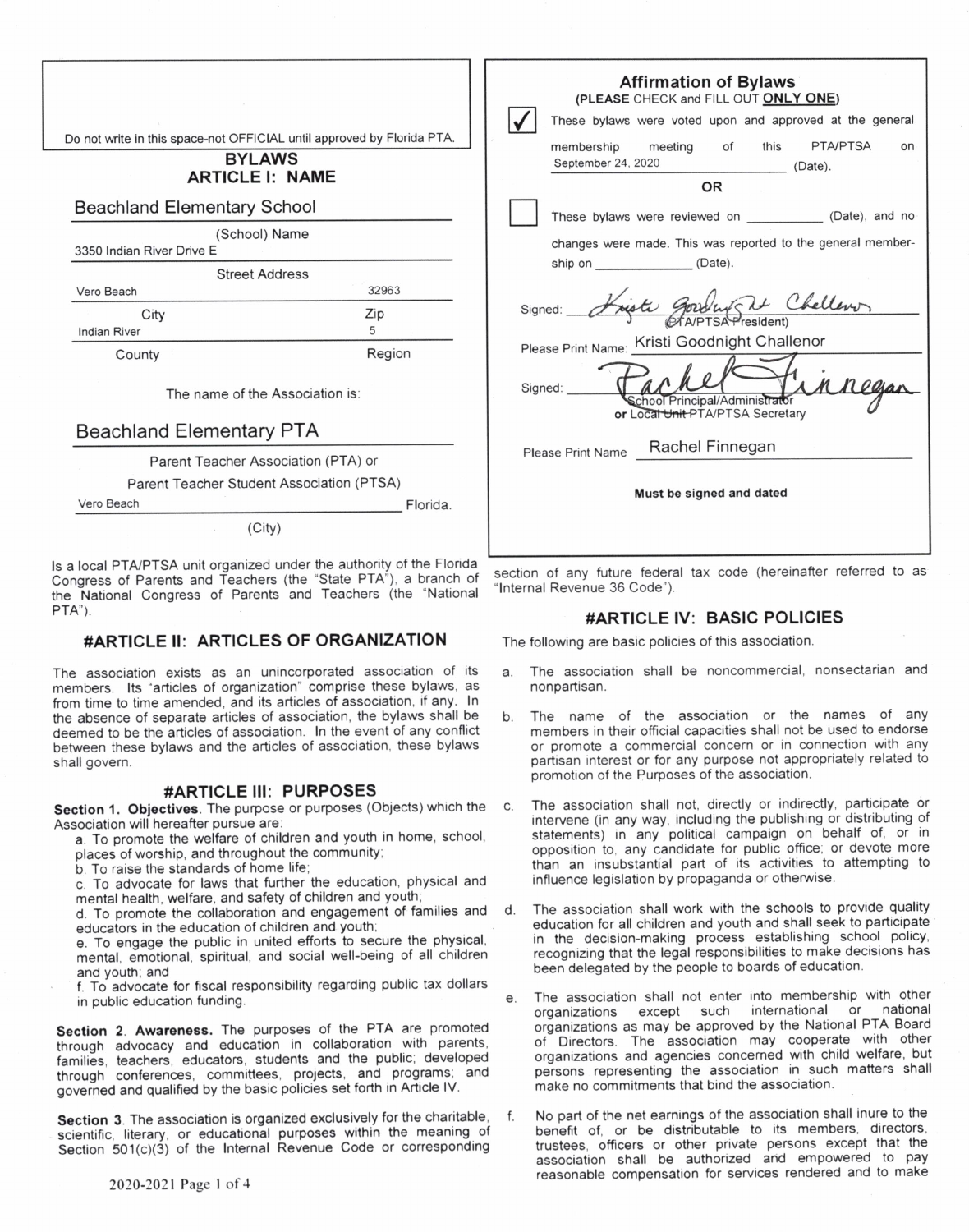Do not write in this space-not OFFICIAL until approved by Florida PTA.

## BYLAWS
## ARTICLE I: NAME

Beachland Elementary School
(School) Name

3350 Indian River Drive E
Street Address

Vero Beach — City
32963 — Zip

Indian River — County
5 — Region

The name of the Association is:

Beachland Elementary PTA
Parent Teacher Association (PTA) or
Parent Teacher Student Association (PTSA)

Vero Beach, Florida.
(City)

Is a local PTA/PTSA unit organized under the authority of the Florida Congress of Parents and Teachers (the "State PTA"), a branch of the National Congress of Parents and Teachers (the "National PTA").

### #ARTICLE II: ARTICLES OF ORGANIZATION

The association exists as an unincorporated association of its members. Its "articles of organization" comprise these bylaws, as from time to time amended, and its articles of association, if any. In the absence of separate articles of association, the bylaws shall be deemed to be the articles of association. In the event of any conflict between these bylaws and the articles of association, these bylaws shall govern.

### #ARTICLE III: PURPOSES

**Section 1. Objectives.** The purpose or purposes (Objects) which the Association will hereafter pursue are:

a. To promote the welfare of children and youth in home, school, places of worship, and throughout the community;
b. To raise the standards of home life;
c. To advocate for laws that further the education, physical and mental health, welfare, and safety of children and youth;
d. To promote the collaboration and engagement of families and educators in the education of children and youth;
e. To engage the public in united efforts to secure the physical, mental, emotional, spiritual, and social well-being of all children and youth; and
f. To advocate for fiscal responsibility regarding public tax dollars in public education funding.

**Section 2. Awareness.** The purposes of the PTA are promoted through advocacy and education in collaboration with parents, families, teachers, educators, students and the public; developed through conferences, committees, projects, and programs; and governed and qualified by the basic policies set forth in Article IV.

**Section 3.** The association is organized exclusively for the charitable, scientific, literary, or educational purposes within the meaning of Section 501(c)(3) of the Internal Revenue Code or corresponding section of any future federal tax code (hereinafter referred to as "Internal Revenue 36 Code").

**Affirmation of Bylaws**
**(PLEASE** CHECK and FILL OUT **ONLY ONE)**

☑ These bylaws were voted upon and approved at the general membership meeting of this PTA/PTSA on September 24, 2020 (Date).

**OR**

☐ These bylaws were reviewed on ________ (Date), and no changes were made. This was reported to the general membership on ________ (Date).

Signed: Kristi Goodnight Challenor
PTA/PTSA President)

Please Print Name: Kristi Goodnight Challenor

Signed: Rachel Finnegan
School Principal/Administrator or ~~Local Unit~~ PTA/PTSA Secretary

Please Print Name: Rachel Finnegan

**Must be signed and dated**

### #ARTICLE IV: BASIC POLICIES

The following are basic policies of this association.

a. The association shall be noncommercial, nonsectarian and nonpartisan.

b. The name of the association or the names of any members in their official capacities shall not be used to endorse or promote a commercial concern or in connection with any partisan interest or for any purpose not appropriately related to promotion of the Purposes of the association.

c. The association shall not, directly or indirectly, participate or intervene (in any way, including the publishing or distributing of statements) in any political campaign on behalf of, or in opposition to, any candidate for public office; or devote more than an insubstantial part of its activities to attempting to influence legislation by propaganda or otherwise.

d. The association shall work with the schools to provide quality education for all children and youth and shall seek to participate in the decision-making process establishing school policy, recognizing that the legal responsibilities to make decisions has been delegated by the people to boards of education.

e. The association shall not enter into membership with other organizations except such international or national organizations as may be approved by the National PTA Board of Directors. The association may cooperate with other organizations and agencies concerned with child welfare, but persons representing the association in such matters shall make no commitments that bind the association.

f. No part of the net earnings of the association shall inure to the benefit of, or be distributable to its members, directors, trustees, officers or other private persons except that the association shall be authorized and empowered to pay reasonable compensation for services rendered and to make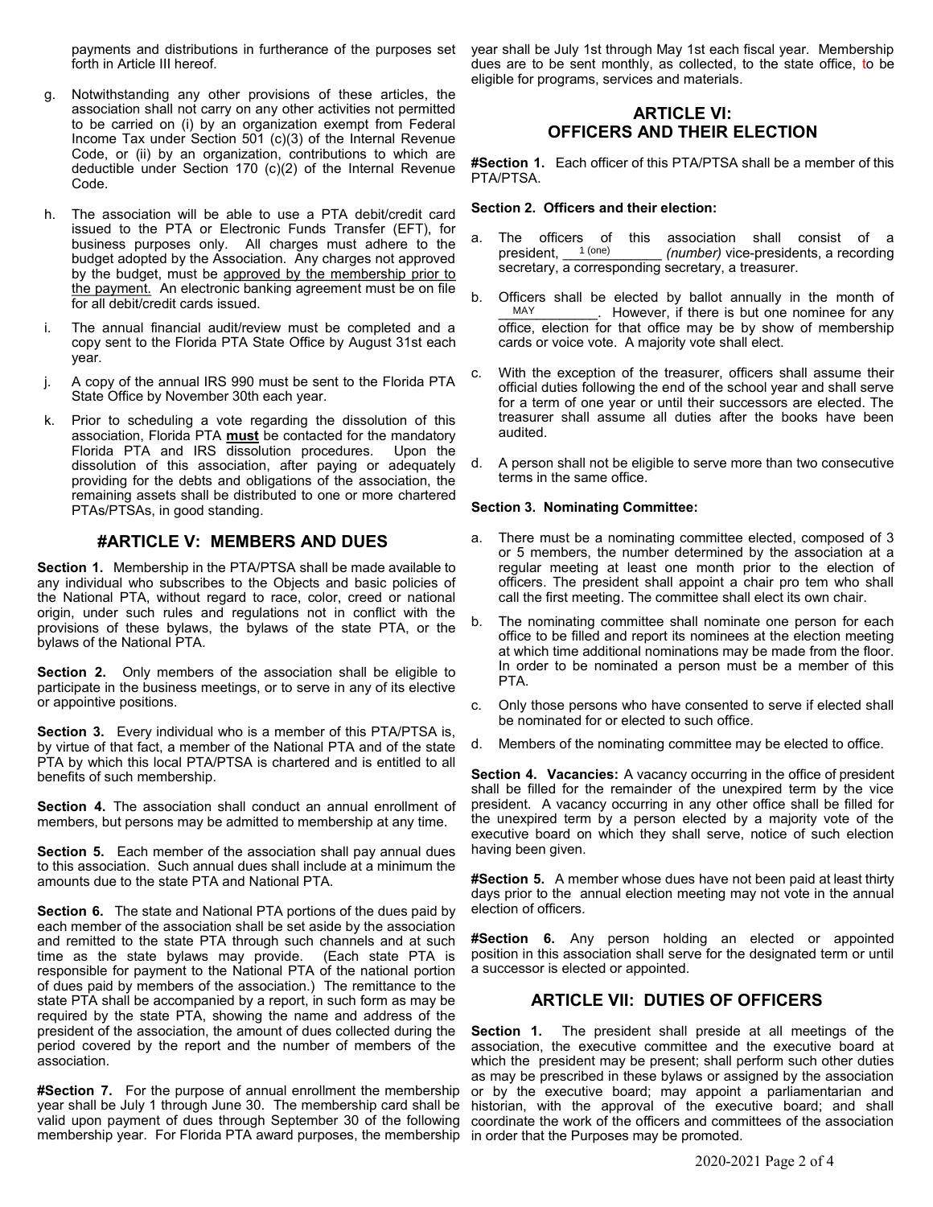payments and distributions in furtherance of the purposes set forth in Article III hereof.

g. Notwithstanding any other provisions of these articles, the association shall not carry on any other activities not permitted to be carried on (i) by an organization exempt from Federal Income Tax under Section 501 (c)(3) of the Internal Revenue Code, or (ii) by an organization, contributions to which are deductible under Section 170 (c)(2) of the Internal Revenue Code.

h. The association will be able to use a PTA debit/credit card issued to the PTA or Electronic Funds Transfer (EFT), for business purposes only. All charges must adhere to the budget adopted by the Association. Any charges not approved by the budget, must be approved by the membership prior to the payment. An electronic banking agreement must be on file for all debit/credit cards issued.

i. The annual financial audit/review must be completed and a copy sent to the Florida PTA State Office by August 31st each year.

j. A copy of the annual IRS 990 must be sent to the Florida PTA State Office by November 30th each year.

k. Prior to scheduling a vote regarding the dissolution of this association, Florida PTA **must** be contacted for the mandatory Florida PTA and IRS dissolution procedures. Upon the dissolution of this association, after paying or adequately providing for the debts and obligations of the association, the remaining assets shall be distributed to one or more chartered PTAs/PTSAs, in good standing.

## #ARTICLE V: MEMBERS AND DUES

**Section 1.** Membership in the PTA/PTSA shall be made available to any individual who subscribes to the Objects and basic policies of the National PTA, without regard to race, color, creed or national origin, under such rules and regulations not in conflict with the provisions of these bylaws, the bylaws of the state PTA, or the bylaws of the National PTA.

**Section 2.** Only members of the association shall be eligible to participate in the business meetings, or to serve in any of its elective or appointive positions.

**Section 3.** Every individual who is a member of this PTA/PTSA is, by virtue of that fact, a member of the National PTA and of the state PTA by which this local PTA/PTSA is chartered and is entitled to all benefits of such membership.

**Section 4.** The association shall conduct an annual enrollment of members, but persons may be admitted to membership at any time.

**Section 5.** Each member of the association shall pay annual dues to this association. Such annual dues shall include at a minimum the amounts due to the state PTA and National PTA.

**Section 6.** The state and National PTA portions of the dues paid by each member of the association shall be set aside by the association and remitted to the state PTA through such channels and at such time as the state bylaws may provide. (Each state PTA is responsible for payment to the National PTA of the national portion of dues paid by members of the association.) The remittance to the state PTA shall be accompanied by a report, in such form as may be required by the state PTA, showing the name and address of the president of the association, the amount of dues collected during the period covered by the report and the number of members of the association.

**#Section 7.** For the purpose of annual enrollment the membership year shall be July 1 through June 30. The membership card shall be valid upon payment of dues through September 30 of the following membership year. For Florida PTA award purposes, the membership year shall be July 1st through May 1st each fiscal year. Membership dues are to be sent monthly, as collected, to the state office, to be eligible for programs, services and materials.

## ARTICLE VI: OFFICERS AND THEIR ELECTION

**#Section 1.** Each officer of this PTA/PTSA shall be a member of this PTA/PTSA.

**Section 2. Officers and their election:**

a. The officers of this association shall consist of a president, \_\_1 (one)\_\_ *(number)* vice-presidents, a recording secretary, a corresponding secretary, a treasurer.

b. Officers shall be elected by ballot annually in the month of \_\_MAY\_\_. However, if there is but one nominee for any office, election for that office may be by show of membership cards or voice vote. A majority vote shall elect.

c. With the exception of the treasurer, officers shall assume their official duties following the end of the school year and shall serve for a term of one year or until their successors are elected. The treasurer shall assume all duties after the books have been audited.

d. A person shall not be eligible to serve more than two consecutive terms in the same office.

**Section 3. Nominating Committee:**

a. There must be a nominating committee elected, composed of 3 or 5 members, the number determined by the association at a regular meeting at least one month prior to the election of officers. The president shall appoint a chair pro tem who shall call the first meeting. The committee shall elect its own chair.

b. The nominating committee shall nominate one person for each office to be filled and report its nominees at the election meeting at which time additional nominations may be made from the floor. In order to be nominated a person must be a member of this PTA.

c. Only those persons who have consented to serve if elected shall be nominated for or elected to such office.

d. Members of the nominating committee may be elected to office.

**Section 4. Vacancies:** A vacancy occurring in the office of president shall be filled for the remainder of the unexpired term by the vice president. A vacancy occurring in any other office shall be filled for the unexpired term by a person elected by a majority vote of the executive board on which they shall serve, notice of such election having been given.

**#Section 5.** A member whose dues have not been paid at least thirty days prior to the annual election meeting may not vote in the annual election of officers.

**#Section 6.** Any person holding an elected or appointed position in this association shall serve for the designated term or until a successor is elected or appointed.

## ARTICLE VII: DUTIES OF OFFICERS

**Section 1.** The president shall preside at all meetings of the association, the executive committee and the executive board at which the president may be present; shall perform such other duties as may be prescribed in these bylaws or assigned by the association or by the executive board; may appoint a parliamentarian and historian, with the approval of the executive board; and shall coordinate the work of the officers and committees of the association in order that the Purposes may be promoted.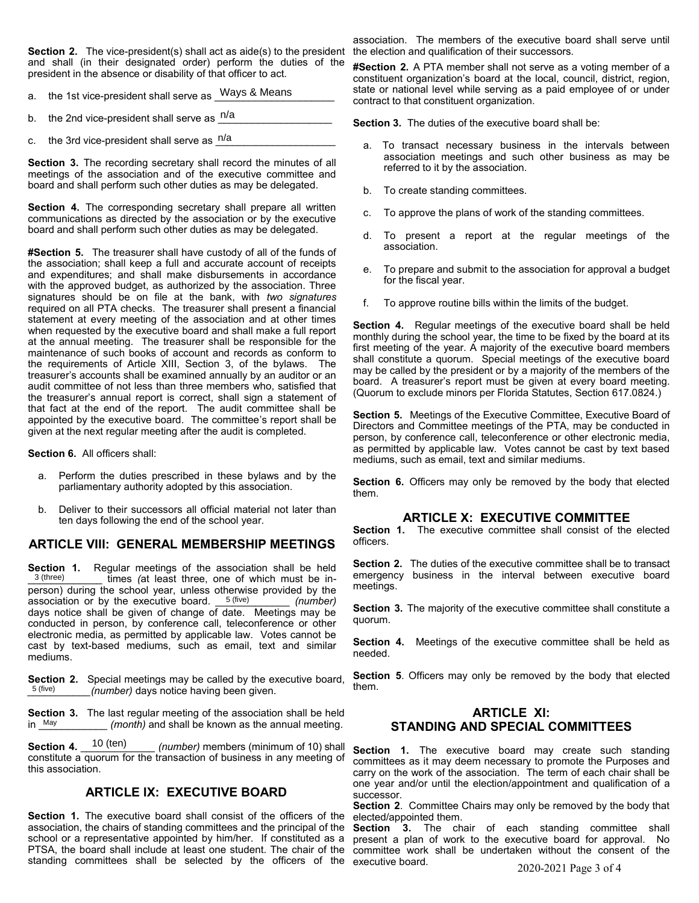**Section 2.** The vice-president(s) shall act as aide(s) to the president and shall (in their designated order) perform the duties of the president in the absence or disability of that officer to act.

a. the 1st vice-president shall serve as Ways & Means

b. the 2nd vice-president shall serve as n/a

c. the 3rd vice-president shall serve as n/a

**Section 3.** The recording secretary shall record the minutes of all meetings of the association and of the executive committee and board and shall perform such other duties as may be delegated.

**Section 4.** The corresponding secretary shall prepare all written communications as directed by the association or by the executive board and shall perform such other duties as may be delegated.

**#Section 5.** The treasurer shall have custody of all of the funds of the association; shall keep a full and accurate account of receipts and expenditures; and shall make disbursements in accordance with the approved budget, as authorized by the association. Three signatures should be on file at the bank, with *two signatures* required on all PTA checks. The treasurer shall present a financial statement at every meeting of the association and at other times when requested by the executive board and shall make a full report at the annual meeting. The treasurer shall be responsible for the maintenance of such books of account and records as conform to the requirements of Article XIII, Section 3, of the bylaws. The treasurer's accounts shall be examined annually by an auditor or an audit committee of not less than three members who, satisfied that the treasurer's annual report is correct, shall sign a statement of that fact at the end of the report. The audit committee shall be appointed by the executive board. The committee's report shall be given at the next regular meeting after the audit is completed.

**Section 6.** All officers shall:

a. Perform the duties prescribed in these bylaws and by the parliamentary authority adopted by this association.

b. Deliver to their successors all official material not later than ten days following the end of the school year.

## ARTICLE VIII: GENERAL MEMBERSHIP MEETINGS

**Section 1.** Regular meetings of the association shall be held 3 (three) times *(at least three, one of which must be in-person)* during the school year, unless otherwise provided by the association or by the executive board. 5 (five) *(number)* days notice shall be given of change of date. Meetings may be conducted in person, by conference call, teleconference or other electronic media, as permitted by applicable law. Votes cannot be cast by text-based mediums, such as email, text and similar mediums.

**Section 2.** Special meetings may be called by the executive board, 5 (five) *(number)* days notice having been given.

**Section 3.** The last regular meeting of the association shall be held in May *(month)* and shall be known as the annual meeting.

**Section 4.** 10 (ten) *(number)* members (minimum of 10) shall constitute a quorum for the transaction of business in any meeting of this association.

## ARTICLE IX: EXECUTIVE BOARD

**Section 1.** The executive board shall consist of the officers of the association, the chairs of standing committees and the principal of the school or a representative appointed by him/her. If constituted as a PTSA, the board shall include at least one student. The chair of the standing committees shall be selected by the officers of the association. The members of the executive board shall serve until the election and qualification of their successors.

**#Section 2.** A PTA member shall not serve as a voting member of a constituent organization's board at the local, council, district, region, state or national level while serving as a paid employee of or under contract to that constituent organization.

**Section 3.** The duties of the executive board shall be:

a. To transact necessary business in the intervals between association meetings and such other business as may be referred to it by the association.

b. To create standing committees.

c. To approve the plans of work of the standing committees.

d. To present a report at the regular meetings of the association.

e. To prepare and submit to the association for approval a budget for the fiscal year.

f. To approve routine bills within the limits of the budget.

**Section 4.** Regular meetings of the executive board shall be held monthly during the school year, the time to be fixed by the board at its first meeting of the year. A majority of the executive board members shall constitute a quorum. Special meetings of the executive board may be called by the president or by a majority of the members of the board. A treasurer's report must be given at every board meeting. (Quorum to exclude minors per Florida Statutes, Section 617.0824.)

**Section 5.** Meetings of the Executive Committee, Executive Board of Directors and Committee meetings of the PTA, may be conducted in person, by conference call, teleconference or other electronic media, as permitted by applicable law. Votes cannot be cast by text based mediums, such as email, text and similar mediums.

**Section 6.** Officers may only be removed by the body that elected them.

## ARTICLE X: EXECUTIVE COMMITTEE

**Section 1.** The executive committee shall consist of the elected officers.

**Section 2.** The duties of the executive committee shall be to transact emergency business in the interval between executive board meetings.

**Section 3.** The majority of the executive committee shall constitute a quorum.

**Section 4.** Meetings of the executive committee shall be held as needed.

**Section 5**. Officers may only be removed by the body that elected them.

## ARTICLE XI: STANDING AND SPECIAL COMMITTEES

**Section 1.** The executive board may create such standing committees as it may deem necessary to promote the Purposes and carry on the work of the association. The term of each chair shall be one year and/or until the election/appointment and qualification of a successor.

**Section 2**. Committee Chairs may only be removed by the body that elected/appointed them.

**Section 3.** The chair of each standing committee shall present a plan of work to the executive board for approval. No committee work shall be undertaken without the consent of the executive board.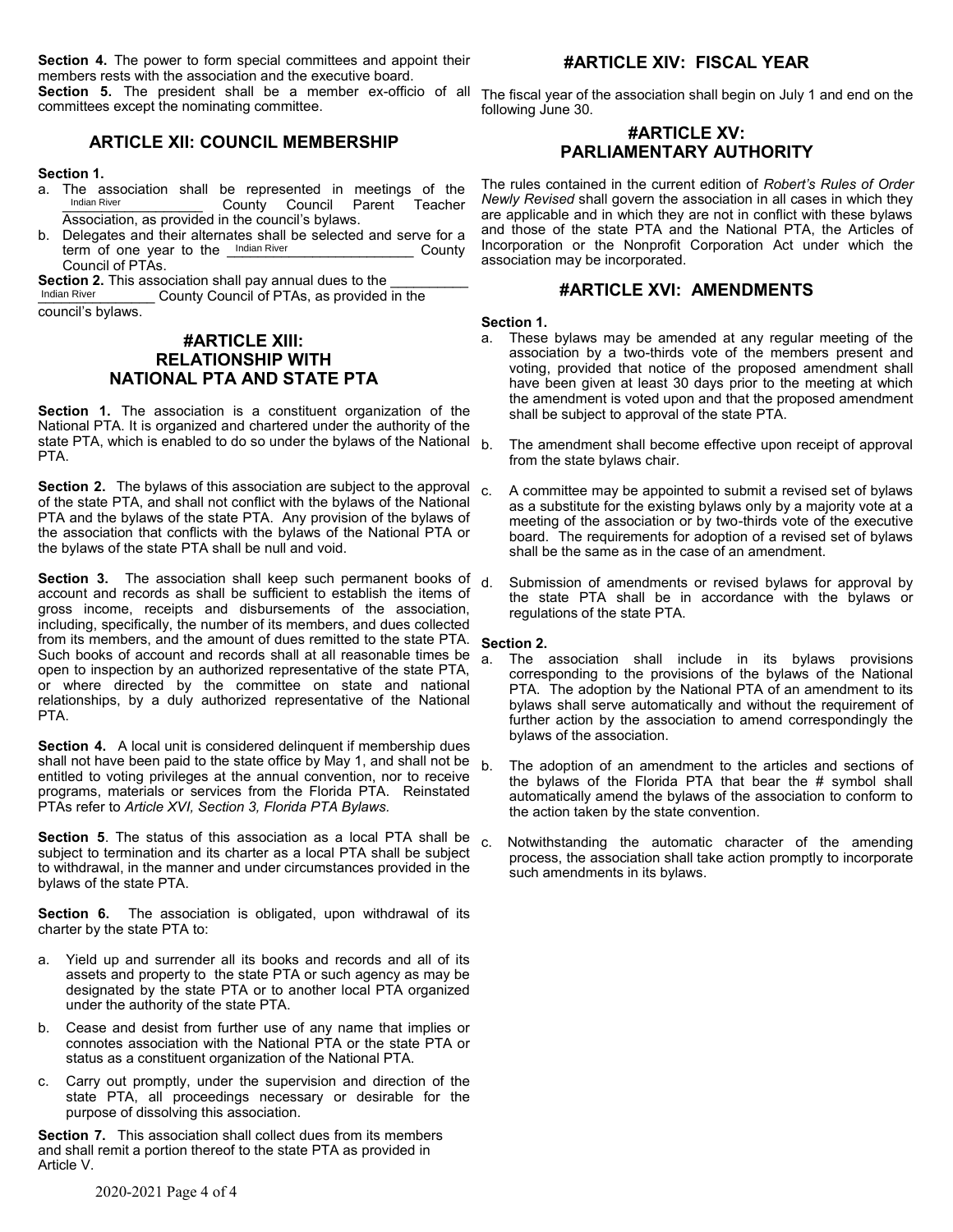**Section 4.** The power to form special committees and appoint their members rests with the association and the executive board.

**Section 5.** The president shall be a member ex-officio of all committees except the nominating committee.

## ARTICLE XII: COUNCIL MEMBERSHIP

**Section 1.**

a. The association shall be represented in meetings of the Indian River County Council Parent Teacher Association, as provided in the council's bylaws.

b. Delegates and their alternates shall be selected and serve for a term of one year to the Indian River County Council of PTAs.

**Section 2.** This association shall pay annual dues to the Indian River County Council of PTAs, as provided in the council's bylaws.

## #ARTICLE XIII: RELATIONSHIP WITH NATIONAL PTA AND STATE PTA

**Section 1.** The association is a constituent organization of the National PTA. It is organized and chartered under the authority of the state PTA, which is enabled to do so under the bylaws of the National PTA.

**Section 2.** The bylaws of this association are subject to the approval of the state PTA, and shall not conflict with the bylaws of the National PTA and the bylaws of the state PTA. Any provision of the bylaws of the association that conflicts with the bylaws of the National PTA or the bylaws of the state PTA shall be null and void.

**Section 3.** The association shall keep such permanent books of account and records as shall be sufficient to establish the items of gross income, receipts and disbursements of the association, including, specifically, the number of its members, and dues collected from its members, and the amount of dues remitted to the state PTA. Such books of account and records shall at all reasonable times be open to inspection by an authorized representative of the state PTA, or where directed by the committee on state and national relationships, by a duly authorized representative of the National PTA.

**Section 4.** A local unit is considered delinquent if membership dues shall not have been paid to the state office by May 1, and shall not be entitled to voting privileges at the annual convention, nor to receive programs, materials or services from the Florida PTA. Reinstated PTAs refer to *Article XVI, Section 3, Florida PTA Bylaws.*

**Section 5**. The status of this association as a local PTA shall be subject to termination and its charter as a local PTA shall be subject to withdrawal, in the manner and under circumstances provided in the bylaws of the state PTA.

**Section 6.** The association is obligated, upon withdrawal of its charter by the state PTA to:

a. Yield up and surrender all its books and records and all of its assets and property to the state PTA or such agency as may be designated by the state PTA or to another local PTA organized under the authority of the state PTA.

b. Cease and desist from further use of any name that implies or connotes association with the National PTA or the state PTA or status as a constituent organization of the National PTA.

c. Carry out promptly, under the supervision and direction of the state PTA, all proceedings necessary or desirable for the purpose of dissolving this association.

**Section 7.** This association shall collect dues from its members and shall remit a portion thereof to the state PTA as provided in Article V.

## #ARTICLE XIV: FISCAL YEAR

The fiscal year of the association shall begin on July 1 and end on the following June 30.

## #ARTICLE XV: PARLIAMENTARY AUTHORITY

The rules contained in the current edition of *Robert's Rules of Order Newly Revised* shall govern the association in all cases in which they are applicable and in which they are not in conflict with these bylaws and those of the state PTA and the National PTA, the Articles of Incorporation or the Nonprofit Corporation Act under which the association may be incorporated.

## #ARTICLE XVI: AMENDMENTS

**Section 1.**

a. These bylaws may be amended at any regular meeting of the association by a two-thirds vote of the members present and voting, provided that notice of the proposed amendment shall have been given at least 30 days prior to the meeting at which the amendment is voted upon and that the proposed amendment shall be subject to approval of the state PTA.

b. The amendment shall become effective upon receipt of approval from the state bylaws chair.

c. A committee may be appointed to submit a revised set of bylaws as a substitute for the existing bylaws only by a majority vote at a meeting of the association or by two-thirds vote of the executive board. The requirements for adoption of a revised set of bylaws shall be the same as in the case of an amendment.

d. Submission of amendments or revised bylaws for approval by the state PTA shall be in accordance with the bylaws or regulations of the state PTA.

**Section 2.**

a. The association shall include in its bylaws provisions corresponding to the provisions of the bylaws of the National PTA. The adoption by the National PTA of an amendment to its bylaws shall serve automatically and without the requirement of further action by the association to amend correspondingly the bylaws of the association.

b. The adoption of an amendment to the articles and sections of the bylaws of the Florida PTA that bear the # symbol shall automatically amend the bylaws of the association to conform to the action taken by the state convention.

c. Notwithstanding the automatic character of the amending process, the association shall take action promptly to incorporate such amendments in its bylaws.

2020-2021